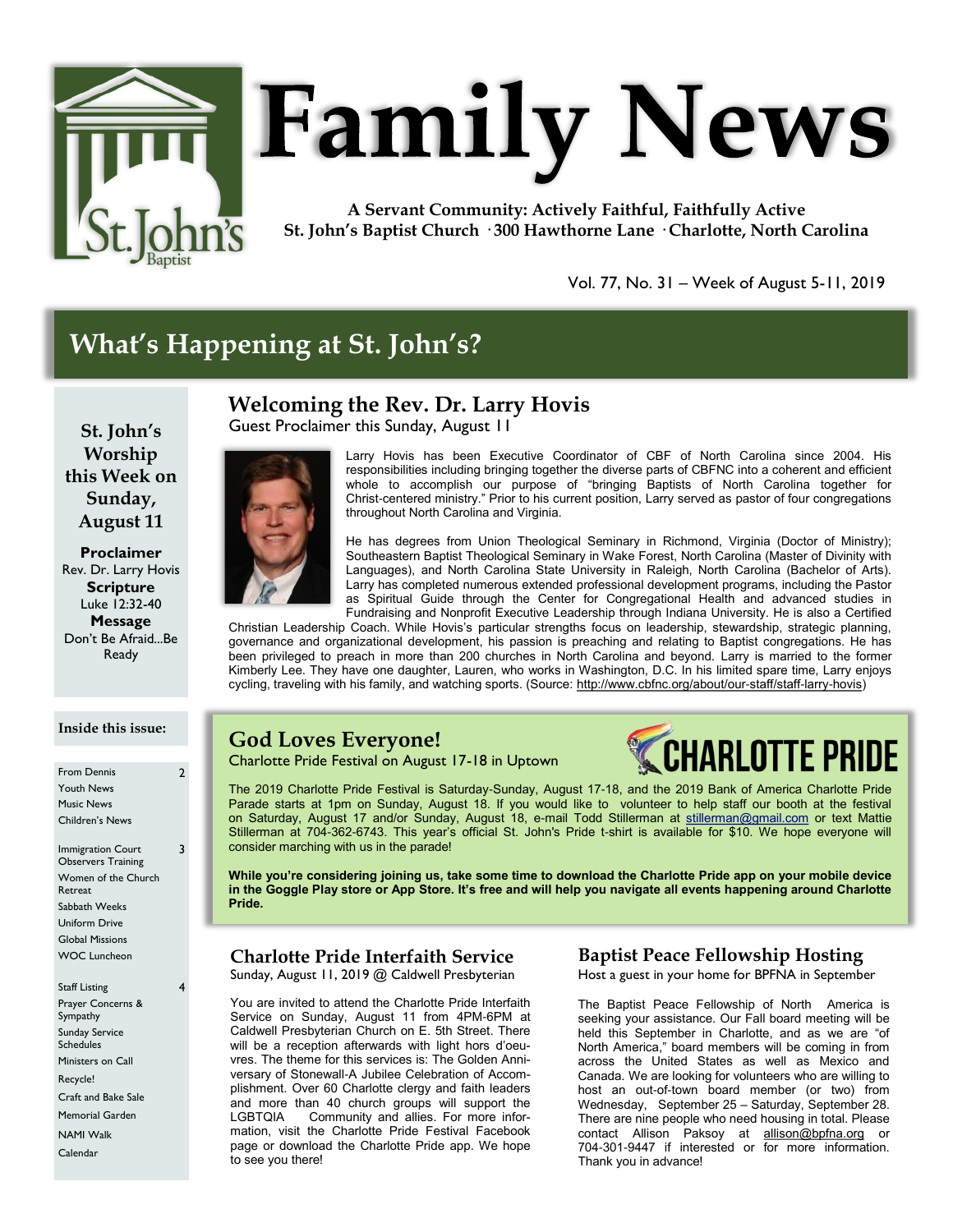# Family News

**A Servant Community: Actively Faithful, Faithfully Active**
**St. John's Baptist Church · 300 Hawthorne Lane · Charlotte, North Carolina**

Vol. 77, No. 31 – Week of August 5-11, 2019

## What's Happening at St. John's?

### St. John's Worship this Week on Sunday, August 11

**Proclaimer**
Rev. Dr. Larry Hovis

**Scripture**
Luke 12:32-40

**Message**
Don't Be Afraid...Be Ready

### Inside this issue:

| | |
|---|---|
| From Dennis | 2 |
| Youth News | |
| Music News | |
| Children's News | |
| Immigration Court Observers Training | 3 |
| Women of the Church Retreat | |
| Sabbath Weeks | |
| Uniform Drive | |
| Global Missions | |
| WOC Luncheon | |
| Staff Listing | 4 |
| Prayer Concerns & Sympathy | |
| Sunday Service Schedules | |
| Ministers on Call | |
| Recycle! | |
| Craft and Bake Sale | |
| Memorial Garden | |
| NAMI Walk | |
| Calendar | |

## Welcoming the Rev. Dr. Larry Hovis

Guest Proclaimer this Sunday, August 11

Larry Hovis has been Executive Coordinator of CBF of North Carolina since 2004. His responsibilities including bringing together the diverse parts of CBFNC into a coherent and efficient whole to accomplish our purpose of "bringing Baptists of North Carolina together for Christ-centered ministry." Prior to his current position, Larry served as pastor of four congregations throughout North Carolina and Virginia.

He has degrees from Union Theological Seminary in Richmond, Virginia (Doctor of Ministry); Southeastern Baptist Theological Seminary in Wake Forest, North Carolina (Master of Divinity with Languages), and North Carolina State University in Raleigh, North Carolina (Bachelor of Arts). Larry has completed numerous extended professional development programs, including the Pastor as Spiritual Guide through the Center for Congregational Health and advanced studies in Fundraising and Nonprofit Executive Leadership through Indiana University. He is also a Certified Christian Leadership Coach. While Hovis's particular strengths focus on leadership, stewardship, strategic planning, governance and organizational development, his passion is preaching and relating to Baptist congregations. He has been privileged to preach in more than 200 churches in North Carolina and beyond. Larry is married to the former Kimberly Lee. They have one daughter, Lauren, who works in Washington, D.C. In his limited spare time, Larry enjoys cycling, traveling with his family, and watching sports. (Source: http://www.cbfnc.org/about/our-staff/staff-larry-hovis)

## God Loves Everyone!

Charlotte Pride Festival on August 17-18 in Uptown

CHARLOTTE PRIDE

The 2019 Charlotte Pride Festival is Saturday-Sunday, August 17-18, and the 2019 Bank of America Charlotte Pride Parade starts at 1pm on Sunday, August 18. If you would like to volunteer to help staff our booth at the festival on Saturday, August 17 and/or Sunday, August 18, e-mail Todd Stillerman at stillerman@gmail.com or text Mattie Stillerman at 704-362-6743. This year's official St. John's Pride t-shirt is available for $10. We hope everyone will consider marching with us in the parade!

**While you're considering joining us, take some time to download the Charlotte Pride app on your mobile device in the Goggle Play store or App Store. It's free and will help you navigate all events happening around Charlotte Pride.**

## Charlotte Pride Interfaith Service

Sunday, August 11, 2019 @ Caldwell Presbyterian

You are invited to attend the Charlotte Pride Interfaith Service on Sunday, August 11 from 4PM-6PM at Caldwell Presbyterian Church on E. 5th Street. There will be a reception afterwards with light hors d'oeuvres. The theme for this services is: The Golden Anniversary of Stonewall-A Jubilee Celebration of Accomplishment. Over 60 Charlotte clergy and faith leaders and more than 40 church groups will support the LGBTQIA Community and allies. For more information, visit the Charlotte Pride Festival Facebook page or download the Charlotte Pride app. We hope to see you there!

## Baptist Peace Fellowship Hosting

Host a guest in your home for BPFNA in September

The Baptist Peace Fellowship of North America is seeking your assistance. Our Fall board meeting will be held this September in Charlotte, and as we are "of North America," board members will be coming in from across the United States as well as Mexico and Canada. We are looking for volunteers who are willing to host an out-of-town board member (or two) from Wednesday, September 25 – Saturday, September 28. There are nine people who need housing in total. Please contact Allison Paksoy at allison@bpfna.org or 704-301-9447 if interested or for more information. Thank you in advance!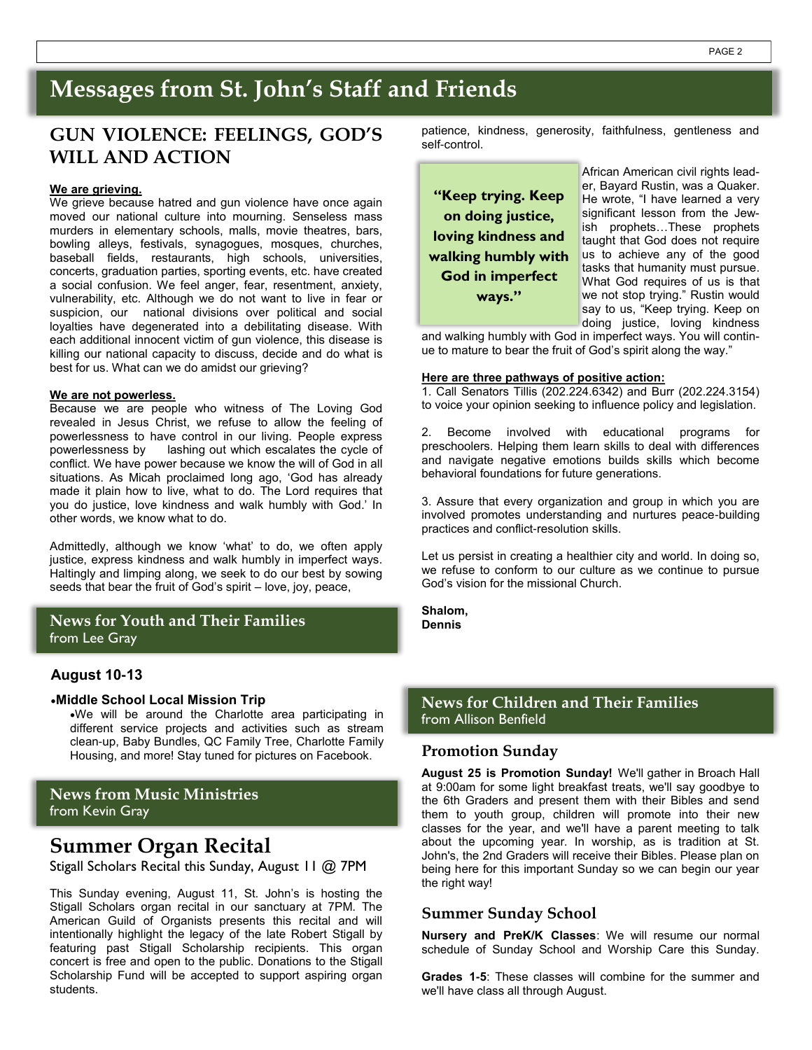# Messages from St. John's Staff and Friends

## GUN VIOLENCE: FEELINGS, GOD'S WILL AND ACTION

**We are grieving.**

We grieve because hatred and gun violence have once again moved our national culture into mourning. Senseless mass murders in elementary schools, malls, movie theatres, bars, bowling alleys, festivals, synagogues, mosques, churches, baseball fields, restaurants, high schools, universities, concerts, graduation parties, sporting events, etc. have created a social confusion. We feel anger, fear, resentment, anxiety, vulnerability, etc. Although we do not want to live in fear or suspicion, our national divisions over political and social loyalties have degenerated into a debilitating disease. With each additional innocent victim of gun violence, this disease is killing our national capacity to discuss, decide and do what is best for us. What can we do amidst our grieving?

**We are not powerless.**

Because we are people who witness of The Loving God revealed in Jesus Christ, we refuse to allow the feeling of powerlessness to have control in our living. People express powerlessness by lashing out which escalates the cycle of conflict. We have power because we know the will of God in all situations. As Micah proclaimed long ago, 'God has already made it plain how to live, what to do. The Lord requires that you do justice, love kindness and walk humbly with God.' In other words, we know what to do.

Admittedly, although we know 'what' to do, we often apply justice, express kindness and walk humbly in imperfect ways. Haltingly and limping along, we seek to do our best by sowing seeds that bear the fruit of God's spirit – love, joy, peace, patience, kindness, generosity, faithfulness, gentleness and self-control.

> **"Keep trying. Keep on doing justice, loving kindness and walking humbly with God in imperfect ways."**

African American civil rights leader, Bayard Rustin, was a Quaker. He wrote, "I have learned a very significant lesson from the Jewish prophets…These prophets taught that God does not require us to achieve any of the good tasks that humanity must pursue. What God requires of us is that we not stop trying." Rustin would say to us, "Keep trying. Keep on doing justice, loving kindness and walking humbly with God in imperfect ways. You will continue to mature to bear the fruit of God's spirit along the way."

**Here are three pathways of positive action:**

1. Call Senators Tillis (202.224.6342) and Burr (202.224.3154) to voice your opinion seeking to influence policy and legislation.

2. Become involved with educational programs for preschoolers. Helping them learn skills to deal with differences and navigate negative emotions builds skills which become behavioral foundations for future generations.

3. Assure that every organization and group in which you are involved promotes understanding and nurtures peace-building practices and conflict-resolution skills.

Let us persist in creating a healthier city and world. In doing so, we refuse to conform to our culture as we continue to pursue God's vision for the missional Church.

**Shalom,**
**Dennis**

## News for Youth and Their Families
from Lee Gray

### August 10-13

- **Middle School Local Mission Trip**
  - We will be around the Charlotte area participating in different service projects and activities such as stream clean-up, Baby Bundles, QC Family Tree, Charlotte Family Housing, and more! Stay tuned for pictures on Facebook.

## News from Music Ministries
from Kevin Gray

# Summer Organ Recital

Stigall Scholars Recital this Sunday, August 11 @ 7PM

This Sunday evening, August 11, St. John's is hosting the Stigall Scholars organ recital in our sanctuary at 7PM. The American Guild of Organists presents this recital and will intentionally highlight the legacy of the late Robert Stigall by featuring past Stigall Scholarship recipients. This organ concert is free and open to the public. Donations to the Stigall Scholarship Fund will be accepted to support aspiring organ students.

## News for Children and Their Families
from Allison Benfield

### Promotion Sunday

**August 25 is Promotion Sunday!** We'll gather in Broach Hall at 9:00am for some light breakfast treats, we'll say goodbye to the 6th Graders and present them with their Bibles and send them to youth group, children will promote into their new classes for the year, and we'll have a parent meeting to talk about the upcoming year. In worship, as is tradition at St. John's, the 2nd Graders will receive their Bibles. Please plan on being here for this important Sunday so we can begin our year the right way!

### Summer Sunday School

**Nursery and PreK/K Classes**: We will resume our normal schedule of Sunday School and Worship Care this Sunday.

**Grades 1-5**: These classes will combine for the summer and we'll have class all through August.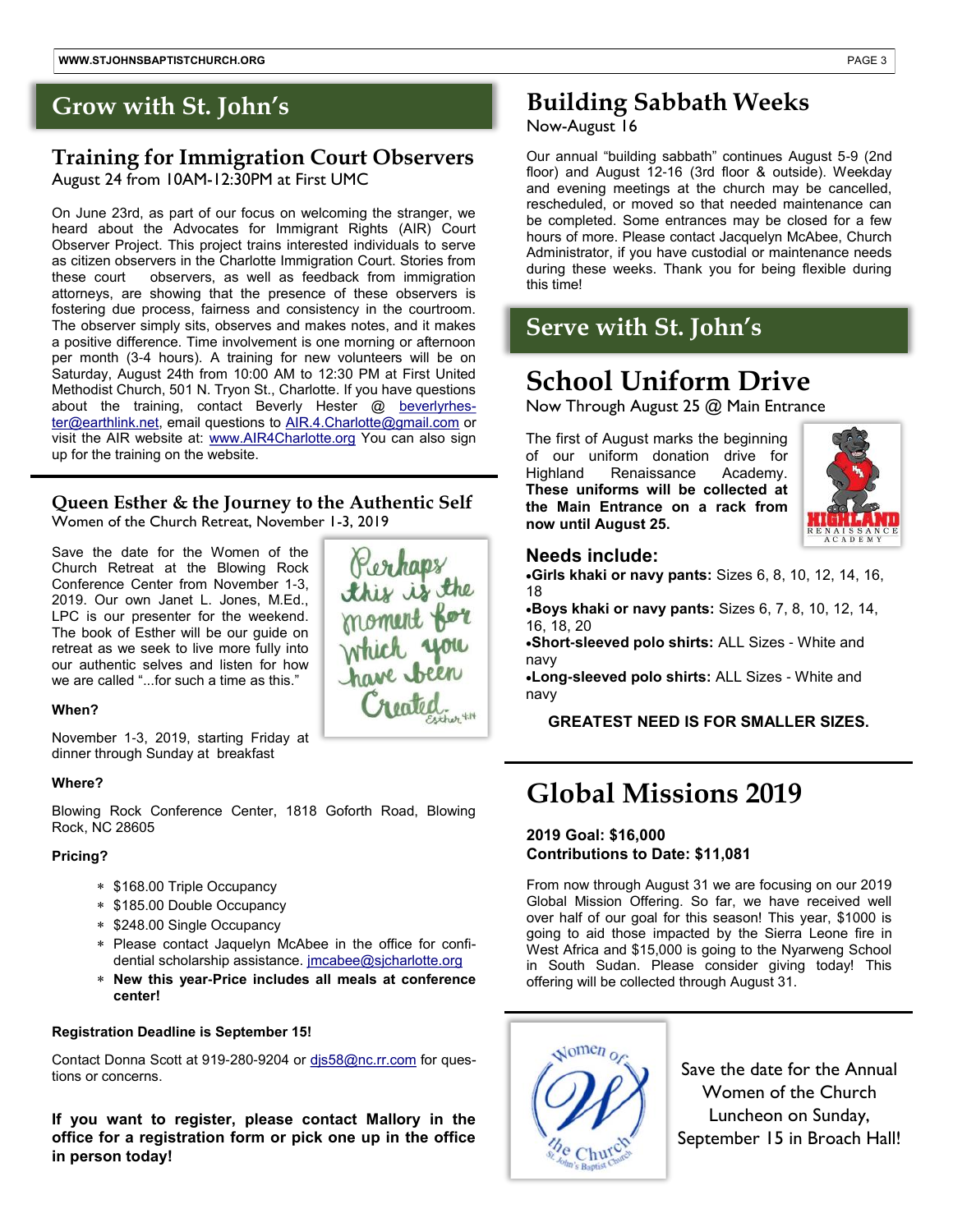# Grow with St. John's

## Training for Immigration Court Observers

August 24 from 10AM-12:30PM at First UMC

On June 23rd, as part of our focus on welcoming the stranger, we heard about the Advocates for Immigrant Rights (AIR) Court Observer Project. This project trains interested individuals to serve as citizen observers in the Charlotte Immigration Court. Stories from these court observers, as well as feedback from immigration attorneys, are showing that the presence of these observers is fostering due process, fairness and consistency in the courtroom. The observer simply sits, observes and makes notes, and it makes a positive difference. Time involvement is one morning or afternoon per month (3-4 hours). A training for new volunteers will be on Saturday, August 24th from 10:00 AM to 12:30 PM at First United Methodist Church, 501 N. Tryon St., Charlotte. If you have questions about the training, contact Beverly Hester @ beverlyrhester@earthlink.net, email questions to AIR.4.Charlotte@gmail.com or visit the AIR website at: www.AIR4Charlotte.org You can also sign up for the training on the website.

## Queen Esther & the Journey to the Authentic Self

Women of the Church Retreat, November 1-3, 2019

Save the date for the Women of the Church Retreat at the Blowing Rock Conference Center from November 1-3, 2019. Our own Janet L. Jones, M.Ed., LPC is our presenter for the weekend. The book of Esther will be our guide on retreat as we seek to live more fully into our authentic selves and listen for how we are called "...for such a time as this."

Perhaps this is the moment for which you have been Created. Esther 4:14

**When?**

November 1-3, 2019, starting Friday at dinner through Sunday at breakfast

**Where?**

Blowing Rock Conference Center, 1818 Goforth Road, Blowing Rock, NC 28605

**Pricing?**

- $168.00 Triple Occupancy
- $185.00 Double Occupancy
- $248.00 Single Occupancy
- Please contact Jaquelyn McAbee in the office for confidential scholarship assistance. jmcabee@sjcharlotte.org
- **New this year-Price includes all meals at conference center!**

**Registration Deadline is September 15!**

Contact Donna Scott at 919-280-9204 or djs58@nc.rr.com for questions or concerns.

**If you want to register, please contact Mallory in the office for a registration form or pick one up in the office in person today!**

## Building Sabbath Weeks

Now-August 16

Our annual "building sabbath" continues August 5-9 (2nd floor) and August 12-16 (3rd floor & outside). Weekday and evening meetings at the church may be cancelled, rescheduled, or moved so that needed maintenance can be completed. Some entrances may be closed for a few hours of more. Please contact Jacquelyn McAbee, Church Administrator, if you have custodial or maintenance needs during these weeks. Thank you for being flexible during this time!

# Serve with St. John's

## School Uniform Drive

Now Through August 25 @ Main Entrance

The first of August marks the beginning of our uniform donation drive for Highland Renaissance Academy. **These uniforms will be collected at the Main Entrance on a rack from now until August 25.**

### Needs include:

- **Girls khaki or navy pants:** Sizes 6, 8, 10, 12, 14, 16, 18
- **Boys khaki or navy pants:** Sizes 6, 7, 8, 10, 12, 14, 16, 18, 20
- **Short-sleeved polo shirts:** ALL Sizes - White and navy
- **Long-sleeved polo shirts:** ALL Sizes - White and navy

**GREATEST NEED IS FOR SMALLER SIZES.**

## Global Missions 2019

**2019 Goal: $16,000**
**Contributions to Date: $11,081**

From now through August 31 we are focusing on our 2019 Global Mission Offering. So far, we have received well over half of our goal for this season! This year, $1000 is going to aid those impacted by the Sierra Leone fire in West Africa and $15,000 is going to the Nyarweng School in South Sudan. Please consider giving today! This offering will be collected through August 31.

Save the date for the Annual Women of the Church Luncheon on Sunday, September 15 in Broach Hall!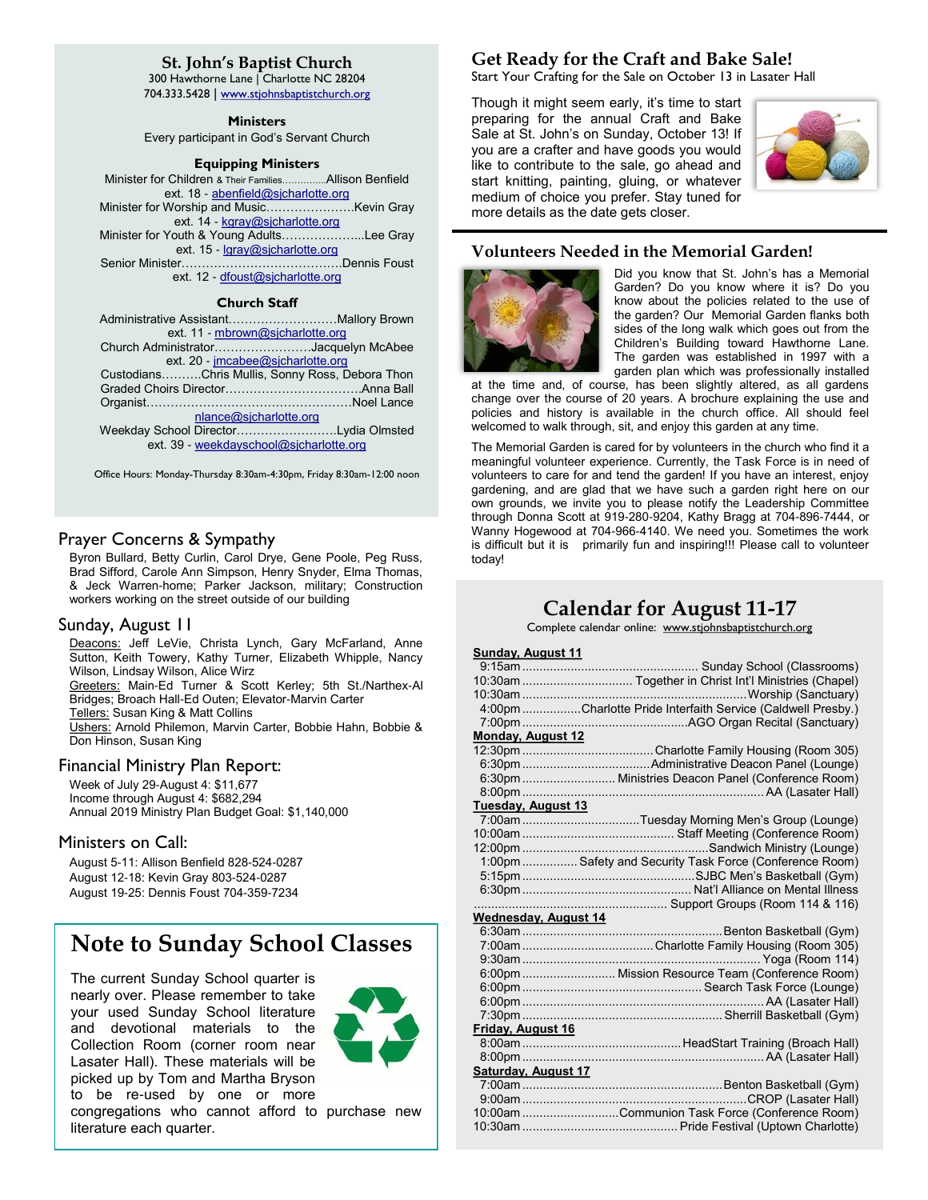## St. John's Baptist Church

300 Hawthorne Lane | Charlotte NC 28204
704.333.5428 | www.stjohnsbaptistchurch.org

**Ministers**
Every participant in God's Servant Church

**Equipping Ministers**

Minister for Children & Their Families..............Allison Benfield
ext. 18 - abenfield@sjcharlotte.org
Minister for Worship and Music.....................Kevin Gray
ext. 14 - kgray@sjcharlotte.org
Minister for Youth & Young Adults...................Lee Gray
ext. 15 - lgray@sjcharlotte.org
Senior Minister.......................................Dennis Foust
ext. 12 - dfoust@sjcharlotte.org

**Church Staff**

Administrative Assistant..........................Mallory Brown
ext. 11 - mbrown@sjcharlotte.org
Church Administrator.......................Jacquelyn McAbee
ext. 20 - jmcabee@sjcharlotte.org
Custodians..........Chris Mullis, Sonny Ross, Debora Thon
Graded Choirs Director.................................Anna Ball
Organist.................................................Noel Lance
nlance@sjcharlotte.org
Weekday School Director.........................Lydia Olmsted
ext. 39 - weekdayschool@sjcharlotte.org

Office Hours: Monday-Thursday 8:30am-4:30pm, Friday 8:30am-12:00 noon

## Prayer Concerns & Sympathy

Byron Bullard, Betty Curlin, Carol Drye, Gene Poole, Peg Russ, Brad Sifford, Carole Ann Simpson, Henry Snyder, Elma Thomas, & Jeck Warren-home; Parker Jackson, military; Construction workers working on the street outside of our building

## Sunday, August 11

Deacons: Jeff LeVie, Christa Lynch, Gary McFarland, Anne Sutton, Keith Towery, Kathy Turner, Elizabeth Whipple, Nancy Wilson, Lindsay Wilson, Alice Wirz
Greeters: Main-Ed Turner & Scott Kerley; 5th St./Narthex-Al Bridges; Broach Hall-Ed Outen; Elevator-Marvin Carter
Tellers: Susan King & Matt Collins
Ushers: Arnold Philemon, Marvin Carter, Bobbie Hahn, Bobbie & Don Hinson, Susan King

## Financial Ministry Plan Report:

Week of July 29-August 4: $11,677
Income through August 4: $682,294
Annual 2019 Ministry Plan Budget Goal: $1,140,000

## Ministers on Call:

August 5-11: Allison Benfield 828-524-0287
August 12-18: Kevin Gray 803-524-0287
August 19-25: Dennis Foust 704-359-7234

## Note to Sunday School Classes

The current Sunday School quarter is nearly over. Please remember to take your used Sunday School literature and devotional materials to the Collection Room (corner room near Lasater Hall). These materials will be picked up by Tom and Martha Bryson to be re-used by one or more congregations who cannot afford to purchase new literature each quarter.

## Get Ready for the Craft and Bake Sale!

Start Your Crafting for the Sale on October 13 in Lasater Hall

Though it might seem early, it's time to start preparing for the annual Craft and Bake Sale at St. John's on Sunday, October 13! If you are a crafter and have goods you would like to contribute to the sale, go ahead and start knitting, painting, gluing, or whatever medium of choice you prefer. Stay tuned for more details as the date gets closer.

## Volunteers Needed in the Memorial Garden!

Did you know that St. John's has a Memorial Garden? Do you know where it is? Do you know about the policies related to the use of the garden? Our Memorial Garden flanks both sides of the long walk which goes out from the Children's Building toward Hawthorne Lane. The garden was established in 1997 with a garden plan which was professionally installed at the time and, of course, has been slightly altered, as all gardens change over the course of 20 years. A brochure explaining the use and policies and history is available in the church office. All should feel welcomed to walk through, sit, and enjoy this garden at any time.

The Memorial Garden is cared for by volunteers in the church who find it a meaningful volunteer experience. Currently, the Task Force is in need of volunteers to care for and tend the garden! If you have an interest, enjoy gardening, and are glad that we have such a garden right here on our own grounds, we invite you to please notify the Leadership Committee through Donna Scott at 919-280-9204, Kathy Bragg at 704-896-7444, or Wanny Hogewood at 704-966-4140. We need you. Sometimes the work is difficult but it is primarily fun and inspiring!!! Please call to volunteer today!

## Calendar for August 11-17

Complete calendar online: www.stjohnsbaptistchurch.org

**Sunday, August 11**
9:15am ........ Sunday School (Classrooms)
10:30am ........ Together in Christ Int'l Ministries (Chapel)
10:30am ........ Worship (Sanctuary)
4:00pm ........ Charlotte Pride Interfaith Service (Caldwell Presby.)
7:00pm ........ AGO Organ Recital (Sanctuary)

**Monday, August 12**
12:30pm ........ Charlotte Family Housing (Room 305)
6:30pm ........ Administrative Deacon Panel (Lounge)
6:30pm ........ Ministries Deacon Panel (Conference Room)
8:00pm ........ AA (Lasater Hall)

**Tuesday, August 13**
7:00am ........ Tuesday Morning Men's Group (Lounge)
10:00am ........ Staff Meeting (Conference Room)
12:00pm ........ Sandwich Ministry (Lounge)
1:00pm ........ Safety and Security Task Force (Conference Room)
5:15pm ........ SJBC Men's Basketball (Gym)
6:30pm ........ Nat'l Alliance on Mental Illness Support Groups (Room 114 & 116)

**Wednesday, August 14**
6:30am ........ Benton Basketball (Gym)
7:00am ........ Charlotte Family Housing (Room 305)
9:30am ........ Yoga (Room 114)
6:00pm ........ Mission Resource Team (Conference Room)
6:00pm ........ Search Task Force (Lounge)
6:00pm ........ AA (Lasater Hall)
7:30pm ........ Sherrill Basketball (Gym)

**Friday, August 16**
8:00am ........ HeadStart Training (Broach Hall)
8:00pm ........ AA (Lasater Hall)

**Saturday, August 17**
7:00am ........ Benton Basketball (Gym)
9:00am ........ CROP (Lasater Hall)
10:00am ........ Communion Task Force (Conference Room)
10:30am ........ Pride Festival (Uptown Charlotte)